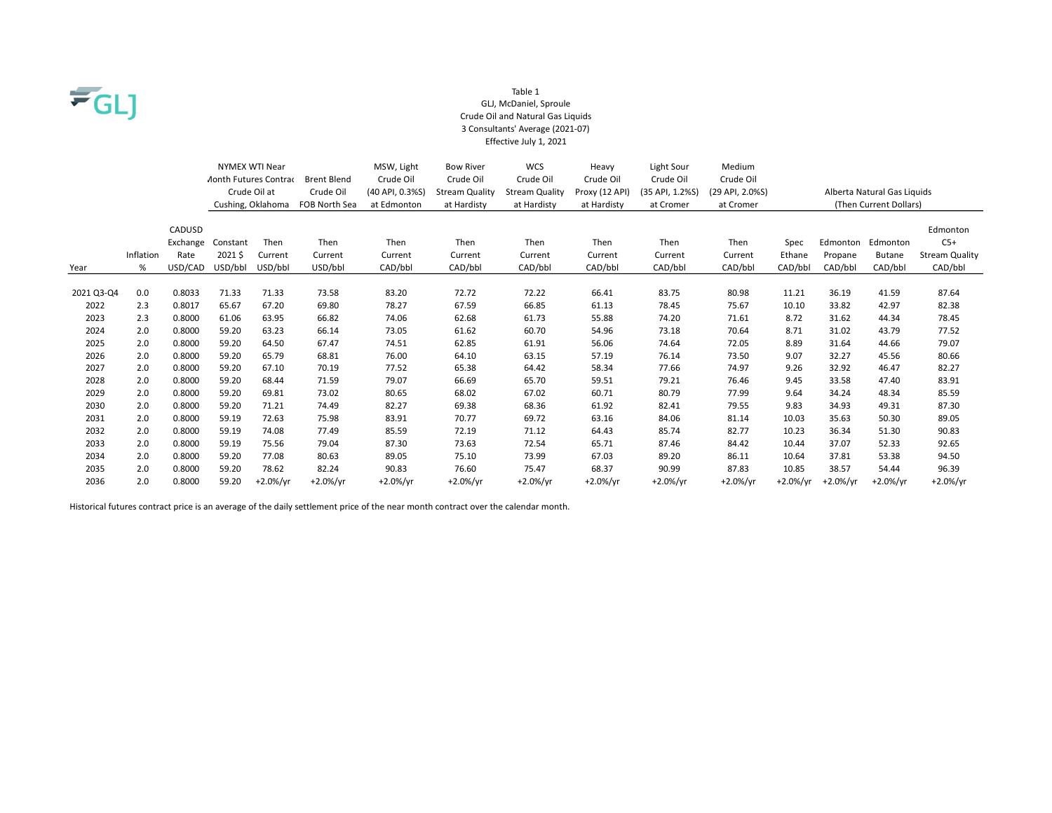GLJ

Table 1
GLJ, McDaniel, Sproule
Crude Oil and Natural Gas Liquids
3 Consultants' Average (2021-07)
Effective July 1, 2021

| | | | NYMEX WTI Near Month Futures Contract Crude Oil at Cushing, Oklahoma | | Brent Blend Crude Oil FOB North Sea | MSW, Light Crude Oil (40 API, 0.3%S) at Edmonton | Bow River Crude Oil Stream Quality at Hardisty | WCS Crude Oil Stream Quality at Hardisty | Heavy Crude Oil Proxy (12 API) at Hardisty | Light Sour Crude Oil (35 API, 1.2%S) at Cromer | Medium Crude Oil (29 API, 2.0%S) at Cromer | Alberta Natural Gas Liquids (Then Current Dollars) | | | |
|---|---|---|---|---|---|---|---|---|---|---|---|---|---|---|---|
| Year | Inflation % | CADUSD Exchange Rate USD/CAD | Constant 2021 $ USD/bbl | Then Current USD/bbl | Then Current USD/bbl | Then Current CAD/bbl | Then Current CAD/bbl | Then Current CAD/bbl | Then Current CAD/bbl | Then Current CAD/bbl | Then Current CAD/bbl | Spec Ethane CAD/bbl | Edmonton Propane CAD/bbl | Edmonton Butane CAD/bbl | Edmonton C5+ Stream Quality CAD/bbl |
| 2021 Q3-Q4 | 0.0 | 0.8033 | 71.33 | 71.33 | 73.58 | 83.20 | 72.72 | 72.22 | 66.41 | 83.75 | 80.98 | 11.21 | 36.19 | 41.59 | 87.64 |
| 2022 | 2.3 | 0.8017 | 65.67 | 67.20 | 69.80 | 78.27 | 67.59 | 66.85 | 61.13 | 78.45 | 75.67 | 10.10 | 33.82 | 42.97 | 82.38 |
| 2023 | 2.3 | 0.8000 | 61.06 | 63.95 | 66.82 | 74.06 | 62.68 | 61.73 | 55.88 | 74.20 | 71.61 | 8.72 | 31.62 | 44.34 | 78.45 |
| 2024 | 2.0 | 0.8000 | 59.20 | 63.23 | 66.14 | 73.05 | 61.62 | 60.70 | 54.96 | 73.18 | 70.64 | 8.71 | 31.02 | 43.79 | 77.52 |
| 2025 | 2.0 | 0.8000 | 59.20 | 64.50 | 67.47 | 74.51 | 62.85 | 61.91 | 56.06 | 74.64 | 72.05 | 8.89 | 31.64 | 44.66 | 79.07 |
| 2026 | 2.0 | 0.8000 | 59.20 | 65.79 | 68.81 | 76.00 | 64.10 | 63.15 | 57.19 | 76.14 | 73.50 | 9.07 | 32.27 | 45.56 | 80.66 |
| 2027 | 2.0 | 0.8000 | 59.20 | 67.10 | 70.19 | 77.52 | 65.38 | 64.42 | 58.34 | 77.66 | 74.97 | 9.26 | 32.92 | 46.47 | 82.27 |
| 2028 | 2.0 | 0.8000 | 59.20 | 68.44 | 71.59 | 79.07 | 66.69 | 65.70 | 59.51 | 79.21 | 76.46 | 9.45 | 33.58 | 47.40 | 83.91 |
| 2029 | 2.0 | 0.8000 | 59.20 | 69.81 | 73.02 | 80.65 | 68.02 | 67.02 | 60.71 | 80.79 | 77.99 | 9.64 | 34.24 | 48.34 | 85.59 |
| 2030 | 2.0 | 0.8000 | 59.20 | 71.21 | 74.49 | 82.27 | 69.38 | 68.36 | 61.92 | 82.41 | 79.55 | 9.83 | 34.93 | 49.31 | 87.30 |
| 2031 | 2.0 | 0.8000 | 59.19 | 72.63 | 75.98 | 83.91 | 70.77 | 69.72 | 63.16 | 84.06 | 81.14 | 10.03 | 35.63 | 50.30 | 89.05 |
| 2032 | 2.0 | 0.8000 | 59.19 | 74.08 | 77.49 | 85.59 | 72.19 | 71.12 | 64.43 | 85.74 | 82.77 | 10.23 | 36.34 | 51.30 | 90.83 |
| 2033 | 2.0 | 0.8000 | 59.19 | 75.56 | 79.04 | 87.30 | 73.63 | 72.54 | 65.71 | 87.46 | 84.42 | 10.44 | 37.07 | 52.33 | 92.65 |
| 2034 | 2.0 | 0.8000 | 59.20 | 77.08 | 80.63 | 89.05 | 75.10 | 73.99 | 67.03 | 89.20 | 86.11 | 10.64 | 37.81 | 53.38 | 94.50 |
| 2035 | 2.0 | 0.8000 | 59.20 | 78.62 | 82.24 | 90.83 | 76.60 | 75.47 | 68.37 | 90.99 | 87.83 | 10.85 | 38.57 | 54.44 | 96.39 |
| 2036 | 2.0 | 0.8000 | 59.20 | +2.0%/yr | +2.0%/yr | +2.0%/yr | +2.0%/yr | +2.0%/yr | +2.0%/yr | +2.0%/yr | +2.0%/yr | +2.0%/yr | +2.0%/yr | +2.0%/yr | +2.0%/yr |

Historical futures contract price is an average of the daily settlement price of the near month contract over the calendar month.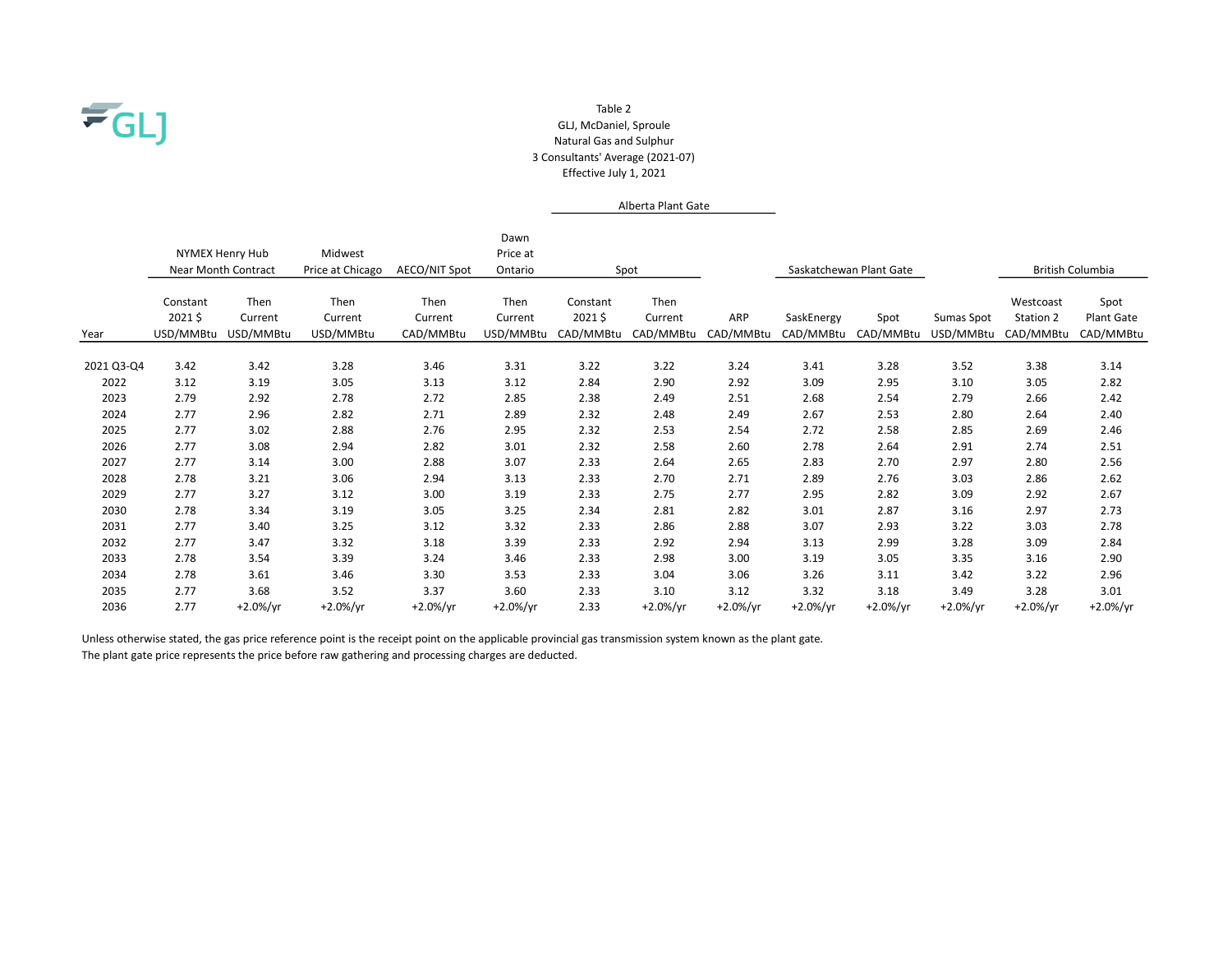Table 2
GLJ, McDaniel, Sproule
Natural Gas and Sulphur
3 Consultants' Average (2021-07)
Effective July 1, 2021

| Year | NYMEX Henry Hub Near Month Contract | | Midwest Price at Chicago | AECO/NIT Spot | Dawn Price at Ontario | Alberta Plant Gate | | | Saskatchewan Plant Gate | | | British Columbia | |
|---|---|---|---|---|---|---|---|---|---|---|---|---|---|
| | | | | | | Spot | | | | | | | |
| | Constant 2021 $ USD/MMBtu | Then Current USD/MMBtu | Then Current USD/MMBtu | Then Current CAD/MMBtu | Then Current USD/MMBtu | Constant 2021 $ CAD/MMBtu | Then Current CAD/MMBtu | ARP CAD/MMBtu | SaskEnergy CAD/MMBtu | Spot CAD/MMBtu | Sumas Spot USD/MMBtu | Westcoast Station 2 CAD/MMBtu | Spot Plant Gate CAD/MMBtu |
| 2021 Q3-Q4 | 3.42 | 3.42 | 3.28 | 3.46 | 3.31 | 3.22 | 3.22 | 3.24 | 3.41 | 3.28 | 3.52 | 3.38 | 3.14 |
| 2022 | 3.12 | 3.19 | 3.05 | 3.13 | 3.12 | 2.84 | 2.90 | 2.92 | 3.09 | 2.95 | 3.10 | 3.05 | 2.82 |
| 2023 | 2.79 | 2.92 | 2.78 | 2.72 | 2.85 | 2.38 | 2.49 | 2.51 | 2.68 | 2.54 | 2.79 | 2.66 | 2.42 |
| 2024 | 2.77 | 2.96 | 2.82 | 2.71 | 2.89 | 2.32 | 2.48 | 2.49 | 2.67 | 2.53 | 2.80 | 2.64 | 2.40 |
| 2025 | 2.77 | 3.02 | 2.88 | 2.76 | 2.95 | 2.32 | 2.53 | 2.54 | 2.72 | 2.58 | 2.85 | 2.69 | 2.46 |
| 2026 | 2.77 | 3.08 | 2.94 | 2.82 | 3.01 | 2.32 | 2.58 | 2.60 | 2.78 | 2.64 | 2.91 | 2.74 | 2.51 |
| 2027 | 2.77 | 3.14 | 3.00 | 2.88 | 3.07 | 2.33 | 2.64 | 2.65 | 2.83 | 2.70 | 2.97 | 2.80 | 2.56 |
| 2028 | 2.78 | 3.21 | 3.06 | 2.94 | 3.13 | 2.33 | 2.70 | 2.71 | 2.89 | 2.76 | 3.03 | 2.86 | 2.62 |
| 2029 | 2.77 | 3.27 | 3.12 | 3.00 | 3.19 | 2.33 | 2.75 | 2.77 | 2.95 | 2.82 | 3.09 | 2.92 | 2.67 |
| 2030 | 2.78 | 3.34 | 3.19 | 3.05 | 3.25 | 2.34 | 2.81 | 2.82 | 3.01 | 2.87 | 3.16 | 2.97 | 2.73 |
| 2031 | 2.77 | 3.40 | 3.25 | 3.12 | 3.32 | 2.33 | 2.86 | 2.88 | 3.07 | 2.93 | 3.22 | 3.03 | 2.78 |
| 2032 | 2.77 | 3.47 | 3.32 | 3.18 | 3.39 | 2.33 | 2.92 | 2.94 | 3.13 | 2.99 | 3.28 | 3.09 | 2.84 |
| 2033 | 2.78 | 3.54 | 3.39 | 3.24 | 3.46 | 2.33 | 2.98 | 3.00 | 3.19 | 3.05 | 3.35 | 3.16 | 2.90 |
| 2034 | 2.78 | 3.61 | 3.46 | 3.30 | 3.53 | 2.33 | 3.04 | 3.06 | 3.26 | 3.11 | 3.42 | 3.22 | 2.96 |
| 2035 | 2.77 | 3.68 | 3.52 | 3.37 | 3.60 | 2.33 | 3.10 | 3.12 | 3.32 | 3.18 | 3.49 | 3.28 | 3.01 |
| 2036 | 2.77 | +2.0%/yr | +2.0%/yr | +2.0%/yr | +2.0%/yr | 2.33 | +2.0%/yr | +2.0%/yr | +2.0%/yr | +2.0%/yr | +2.0%/yr | +2.0%/yr | +2.0%/yr |

Unless otherwise stated, the gas price reference point is the receipt point on the applicable provincial gas transmission system known as the plant gate.
The plant gate price represents the price before raw gathering and processing charges are deducted.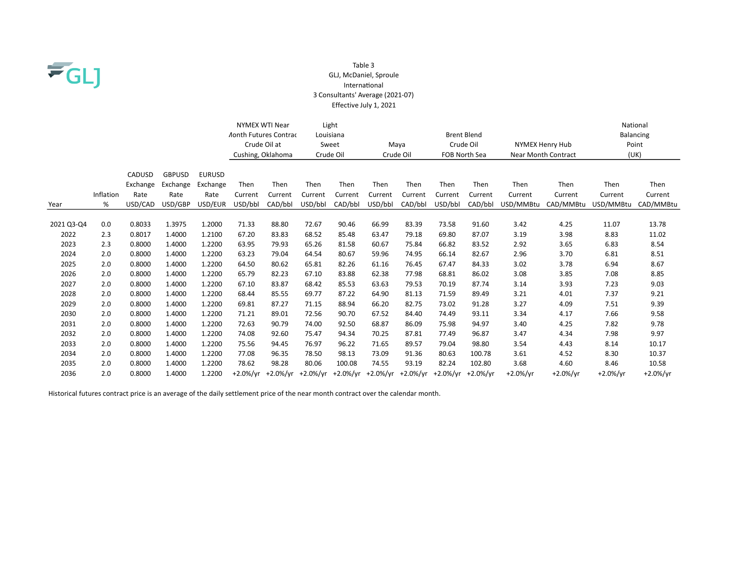Table 3
GLJ, McDaniel, Sproule
International
3 Consultants' Average (2021-07)
Effective July 1, 2021

| | | | | | NYMEX WTI Near Month Futures Contract Crude Oil at Cushing, Oklahoma | | Light Louisiana Sweet Crude Oil | | Maya Crude Oil | | Brent Blend Crude Oil FOB North Sea | | NYMEX Henry Hub Near Month Contract | | National Balancing Point (UK) | |
|---|---|---|---|---|---|---|---|---|---|---|---|---|---|---|---|---|
| Year | Inflation % | CADUSD Exchange Rate USD/CAD | GBPUSD Exchange Rate USD/GBP | EURUSD Exchange Rate USD/EUR | Then Current USD/bbl | Then Current CAD/bbl | Then Current USD/bbl | Then Current CAD/bbl | Then Current USD/bbl | Then Current CAD/bbl | Then Current USD/bbl | Then Current CAD/bbl | Then Current USD/MMBtu | Then Current CAD/MMBtu | Then Current USD/MMBtu | Then Current CAD/MMBtu |
| 2021 Q3-Q4 | 0.0 | 0.8033 | 1.3975 | 1.2000 | 71.33 | 88.80 | 72.67 | 90.46 | 66.99 | 83.39 | 73.58 | 91.60 | 3.42 | 4.25 | 11.07 | 13.78 |
| 2022 | 2.3 | 0.8017 | 1.4000 | 1.2100 | 67.20 | 83.83 | 68.52 | 85.48 | 63.47 | 79.18 | 69.80 | 87.07 | 3.19 | 3.98 | 8.83 | 11.02 |
| 2023 | 2.3 | 0.8000 | 1.4000 | 1.2200 | 63.95 | 79.93 | 65.26 | 81.58 | 60.67 | 75.84 | 66.82 | 83.52 | 2.92 | 3.65 | 6.83 | 8.54 |
| 2024 | 2.0 | 0.8000 | 1.4000 | 1.2200 | 63.23 | 79.04 | 64.54 | 80.67 | 59.96 | 74.95 | 66.14 | 82.67 | 2.96 | 3.70 | 6.81 | 8.51 |
| 2025 | 2.0 | 0.8000 | 1.4000 | 1.2200 | 64.50 | 80.62 | 65.81 | 82.26 | 61.16 | 76.45 | 67.47 | 84.33 | 3.02 | 3.78 | 6.94 | 8.67 |
| 2026 | 2.0 | 0.8000 | 1.4000 | 1.2200 | 65.79 | 82.23 | 67.10 | 83.88 | 62.38 | 77.98 | 68.81 | 86.02 | 3.08 | 3.85 | 7.08 | 8.85 |
| 2027 | 2.0 | 0.8000 | 1.4000 | 1.2200 | 67.10 | 83.87 | 68.42 | 85.53 | 63.63 | 79.53 | 70.19 | 87.74 | 3.14 | 3.93 | 7.23 | 9.03 |
| 2028 | 2.0 | 0.8000 | 1.4000 | 1.2200 | 68.44 | 85.55 | 69.77 | 87.22 | 64.90 | 81.13 | 71.59 | 89.49 | 3.21 | 4.01 | 7.37 | 9.21 |
| 2029 | 2.0 | 0.8000 | 1.4000 | 1.2200 | 69.81 | 87.27 | 71.15 | 88.94 | 66.20 | 82.75 | 73.02 | 91.28 | 3.27 | 4.09 | 7.51 | 9.39 |
| 2030 | 2.0 | 0.8000 | 1.4000 | 1.2200 | 71.21 | 89.01 | 72.56 | 90.70 | 67.52 | 84.40 | 74.49 | 93.11 | 3.34 | 4.17 | 7.66 | 9.58 |
| 2031 | 2.0 | 0.8000 | 1.4000 | 1.2200 | 72.63 | 90.79 | 74.00 | 92.50 | 68.87 | 86.09 | 75.98 | 94.97 | 3.40 | 4.25 | 7.82 | 9.78 |
| 2032 | 2.0 | 0.8000 | 1.4000 | 1.2200 | 74.08 | 92.60 | 75.47 | 94.34 | 70.25 | 87.81 | 77.49 | 96.87 | 3.47 | 4.34 | 7.98 | 9.97 |
| 2033 | 2.0 | 0.8000 | 1.4000 | 1.2200 | 75.56 | 94.45 | 76.97 | 96.22 | 71.65 | 89.57 | 79.04 | 98.80 | 3.54 | 4.43 | 8.14 | 10.17 |
| 2034 | 2.0 | 0.8000 | 1.4000 | 1.2200 | 77.08 | 96.35 | 78.50 | 98.13 | 73.09 | 91.36 | 80.63 | 100.78 | 3.61 | 4.52 | 8.30 | 10.37 |
| 2035 | 2.0 | 0.8000 | 1.4000 | 1.2200 | 78.62 | 98.28 | 80.06 | 100.08 | 74.55 | 93.19 | 82.24 | 102.80 | 3.68 | 4.60 | 8.46 | 10.58 |
| 2036 | 2.0 | 0.8000 | 1.4000 | 1.2200 | +2.0%/yr | +2.0%/yr | +2.0%/yr | +2.0%/yr | +2.0%/yr | +2.0%/yr | +2.0%/yr | +2.0%/yr | +2.0%/yr | +2.0%/yr | +2.0%/yr | +2.0%/yr |

Historical futures contract price is an average of the daily settlement price of the near month contract over the calendar month.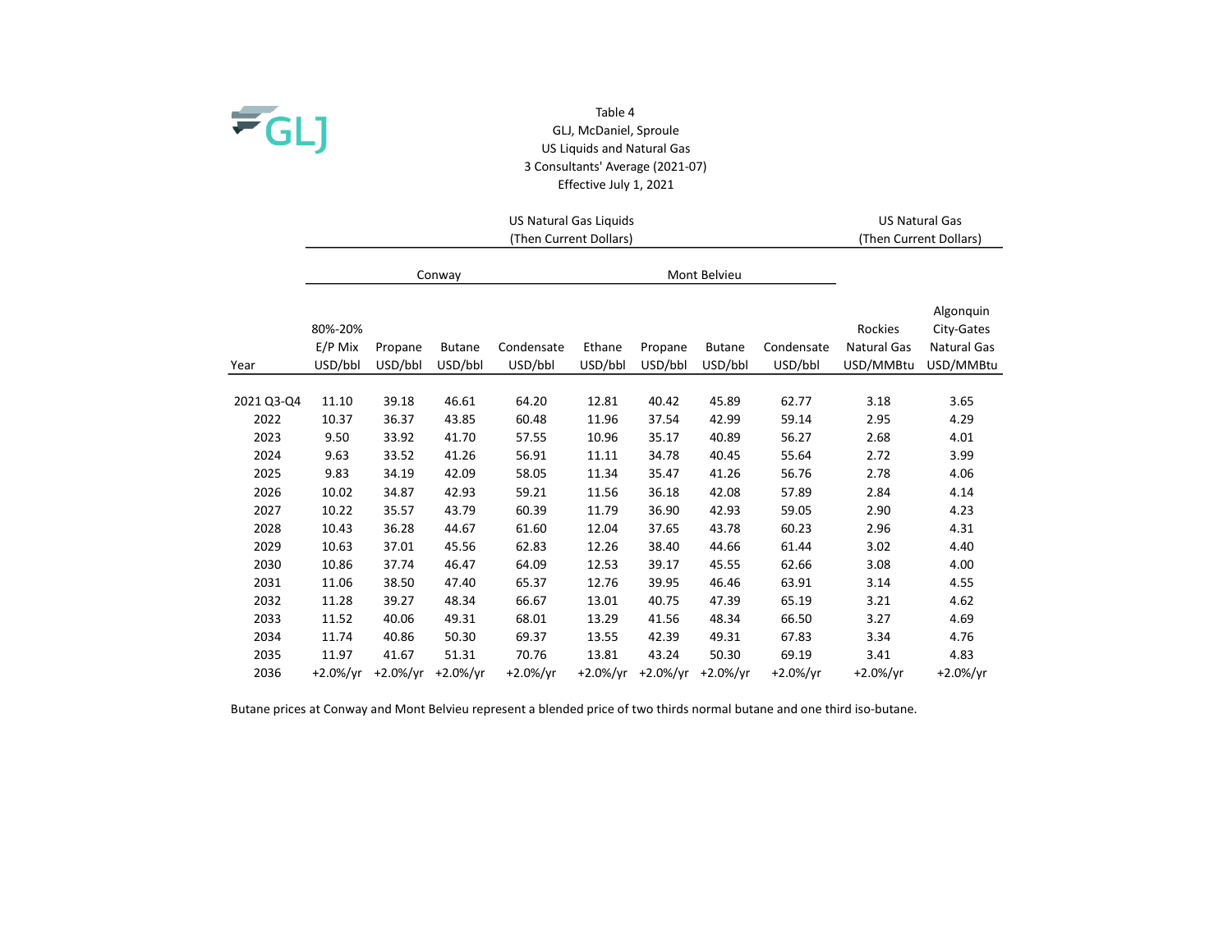Table 4

GLJ, McDaniel, Sproule

US Liquids and Natural Gas

3 Consultants' Average (2021-07)

Effective July 1, 2021

| | US Natural Gas Liquids (Then Current Dollars) | | | | | | | | US Natural Gas (Then Current Dollars) | |
|---|---|---|---|---|---|---|---|---|---|---|
| | Conway | | | | Mont Belvieu | | | | | |
| Year | 80%-20% E/P Mix USD/bbl | Propane USD/bbl | Butane USD/bbl | Condensate USD/bbl | Ethane USD/bbl | Propane USD/bbl | Butane USD/bbl | Condensate USD/bbl | Rockies Natural Gas USD/MMBtu | Algonquin City-Gates Natural Gas USD/MMBtu |
| 2021 Q3-Q4 | 11.10 | 39.18 | 46.61 | 64.20 | 12.81 | 40.42 | 45.89 | 62.77 | 3.18 | 3.65 |
| 2022 | 10.37 | 36.37 | 43.85 | 60.48 | 11.96 | 37.54 | 42.99 | 59.14 | 2.95 | 4.29 |
| 2023 | 9.50 | 33.92 | 41.70 | 57.55 | 10.96 | 35.17 | 40.89 | 56.27 | 2.68 | 4.01 |
| 2024 | 9.63 | 33.52 | 41.26 | 56.91 | 11.11 | 34.78 | 40.45 | 55.64 | 2.72 | 3.99 |
| 2025 | 9.83 | 34.19 | 42.09 | 58.05 | 11.34 | 35.47 | 41.26 | 56.76 | 2.78 | 4.06 |
| 2026 | 10.02 | 34.87 | 42.93 | 59.21 | 11.56 | 36.18 | 42.08 | 57.89 | 2.84 | 4.14 |
| 2027 | 10.22 | 35.57 | 43.79 | 60.39 | 11.79 | 36.90 | 42.93 | 59.05 | 2.90 | 4.23 |
| 2028 | 10.43 | 36.28 | 44.67 | 61.60 | 12.04 | 37.65 | 43.78 | 60.23 | 2.96 | 4.31 |
| 2029 | 10.63 | 37.01 | 45.56 | 62.83 | 12.26 | 38.40 | 44.66 | 61.44 | 3.02 | 4.40 |
| 2030 | 10.86 | 37.74 | 46.47 | 64.09 | 12.53 | 39.17 | 45.55 | 62.66 | 3.08 | 4.00 |
| 2031 | 11.06 | 38.50 | 47.40 | 65.37 | 12.76 | 39.95 | 46.46 | 63.91 | 3.14 | 4.55 |
| 2032 | 11.28 | 39.27 | 48.34 | 66.67 | 13.01 | 40.75 | 47.39 | 65.19 | 3.21 | 4.62 |
| 2033 | 11.52 | 40.06 | 49.31 | 68.01 | 13.29 | 41.56 | 48.34 | 66.50 | 3.27 | 4.69 |
| 2034 | 11.74 | 40.86 | 50.30 | 69.37 | 13.55 | 42.39 | 49.31 | 67.83 | 3.34 | 4.76 |
| 2035 | 11.97 | 41.67 | 51.31 | 70.76 | 13.81 | 43.24 | 50.30 | 69.19 | 3.41 | 4.83 |
| 2036 | +2.0%/yr | +2.0%/yr | +2.0%/yr | +2.0%/yr | +2.0%/yr | +2.0%/yr | +2.0%/yr | +2.0%/yr | +2.0%/yr | +2.0%/yr |

Butane prices at Conway and Mont Belvieu represent a blended price of two thirds normal butane and one third iso-butane.